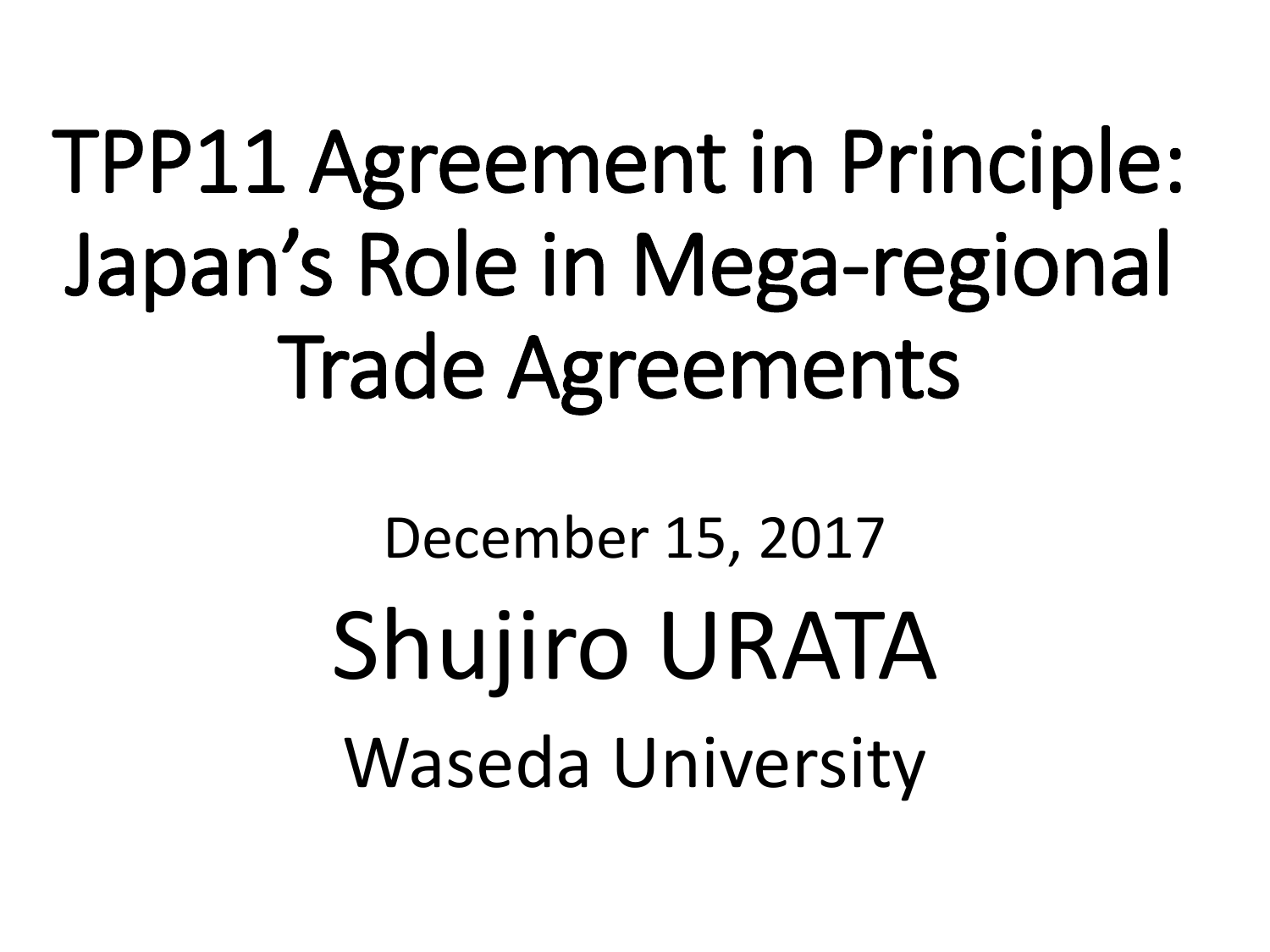# TPP11 Agreement in Principle: Japan's Role in Mega-regional Trade Agreements

December 15, 2017

Shujiro URATA

Waseda University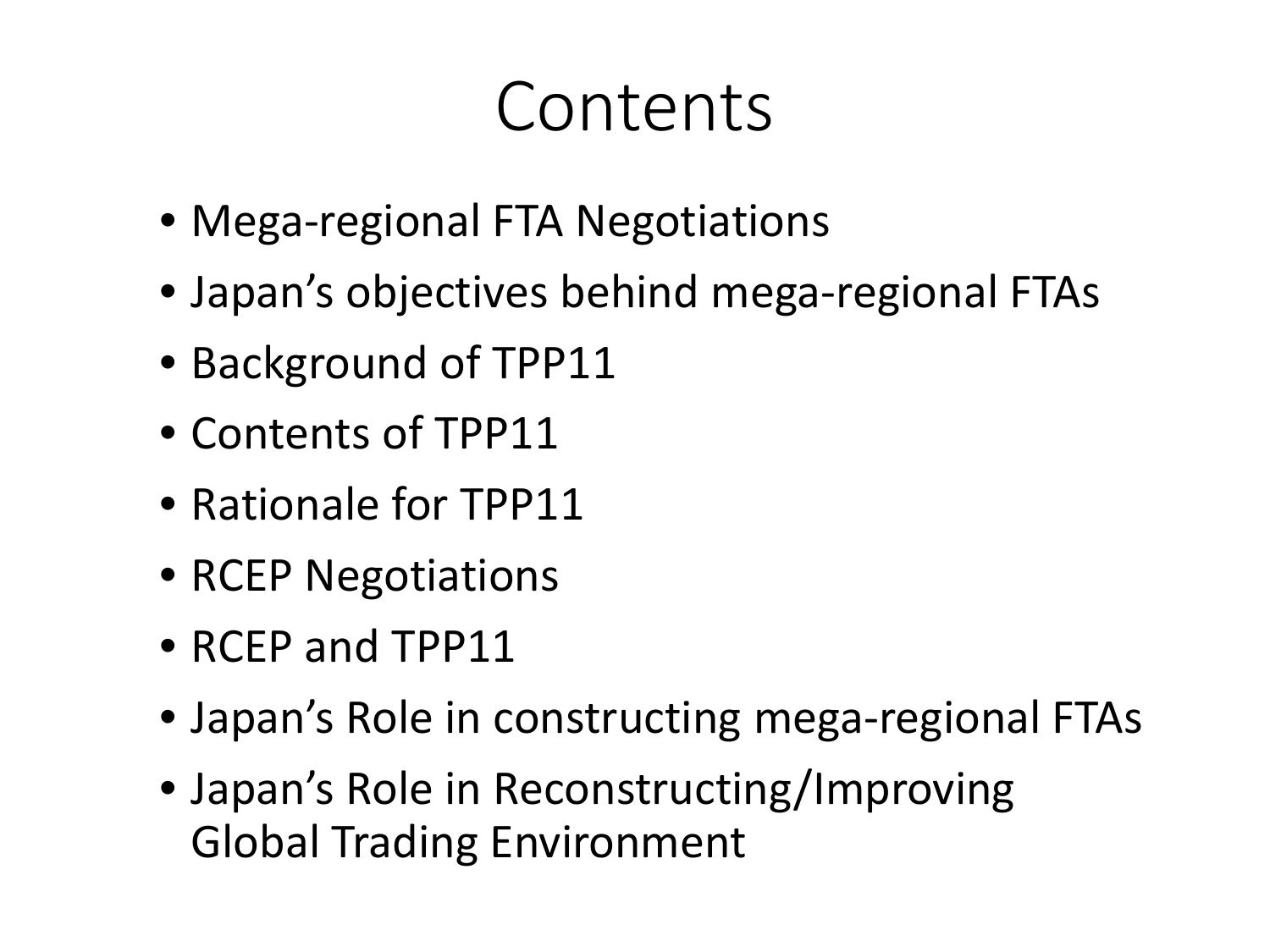# Contents

- Mega-regional FTA Negotiations
- Japan's objectives behind mega-regional FTAs
- Background of TPP11
- Contents of TPP11
- Rationale for TPP11
- RCEP Negotiations
- RCEP and TPP11
- Japan's Role in constructing mega-regional FTAs
- Japan's Role in Reconstructing/Improving Global Trading Environment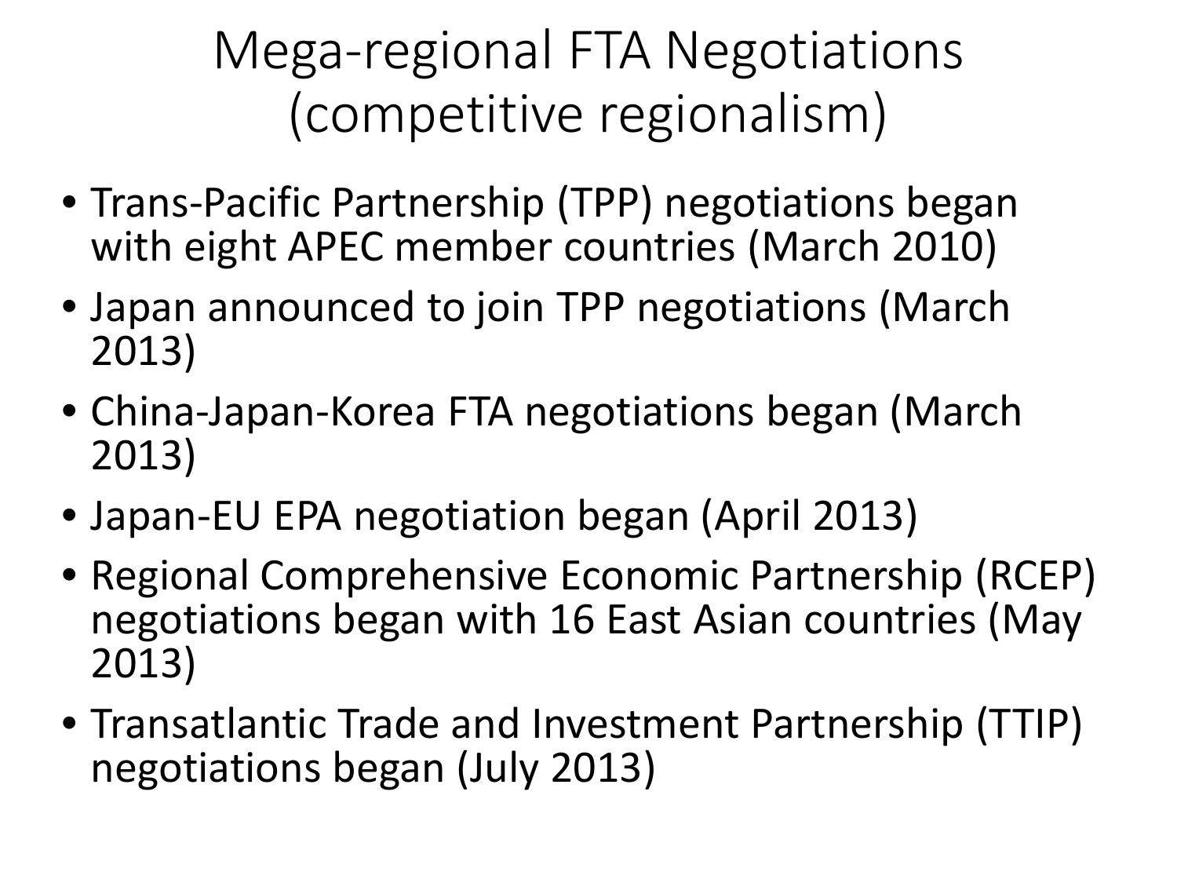# Mega-regional FTA Negotiations (competitive regionalism)

- Trans-Pacific Partnership (TPP) negotiations began with eight APEC member countries (March 2010)
- Japan announced to join TPP negotiations (March 2013)
- China-Japan-Korea FTA negotiations began (March 2013)
- Japan-EU EPA negotiation began (April 2013)
- Regional Comprehensive Economic Partnership (RCEP) negotiations began with 16 East Asian countries (May 2013)
- Transatlantic Trade and Investment Partnership (TTIP) negotiations began (July 2013)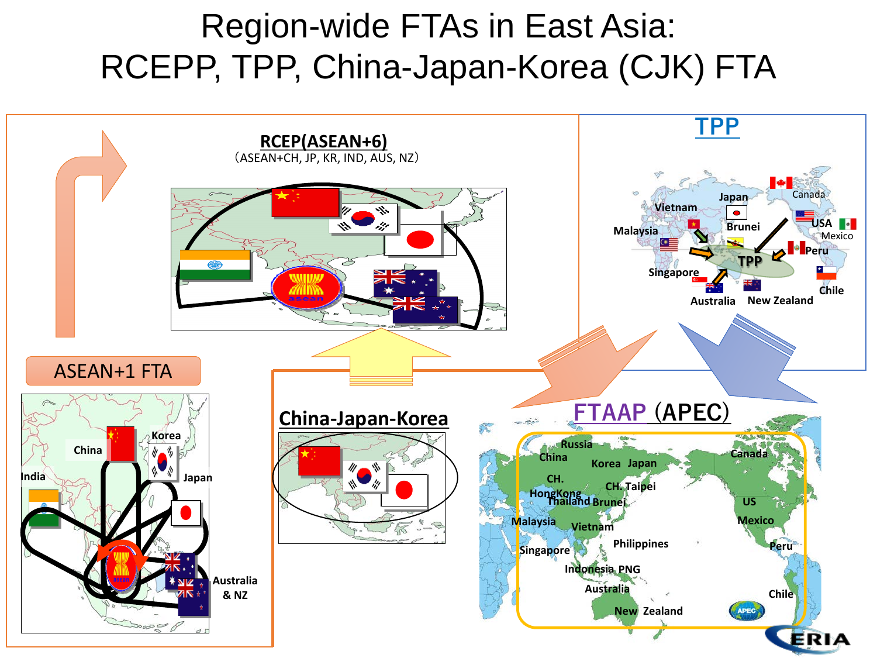# Region-wide FTAs in East Asia: RCEPP, TPP, China-Japan-Korea (CJK) FTA

**RCEP(ASEAN+6)**

（ASEAN+CH, JP, KR, IND, AUS, NZ）

**TPP**

Vietnam, Japan, Canada, Malaysia, Brunei, USA, Mexico, Peru, Singapore, Chile, Australia, New Zealand

**ASEAN+1 FTA**

China, Korea, India, Japan, Australia & NZ

**China-Japan-Korea**

**FTAAP (APEC)**

Russia, China, Korea, Japan, Canada, CH. HongKong, CH. Taipei, Thailand, Brunei, US, Malaysia, Vietnam, Mexico, Singapore, Philippines, Peru, Indonesia, PNG, Australia, Chile, New Zealand

ERIA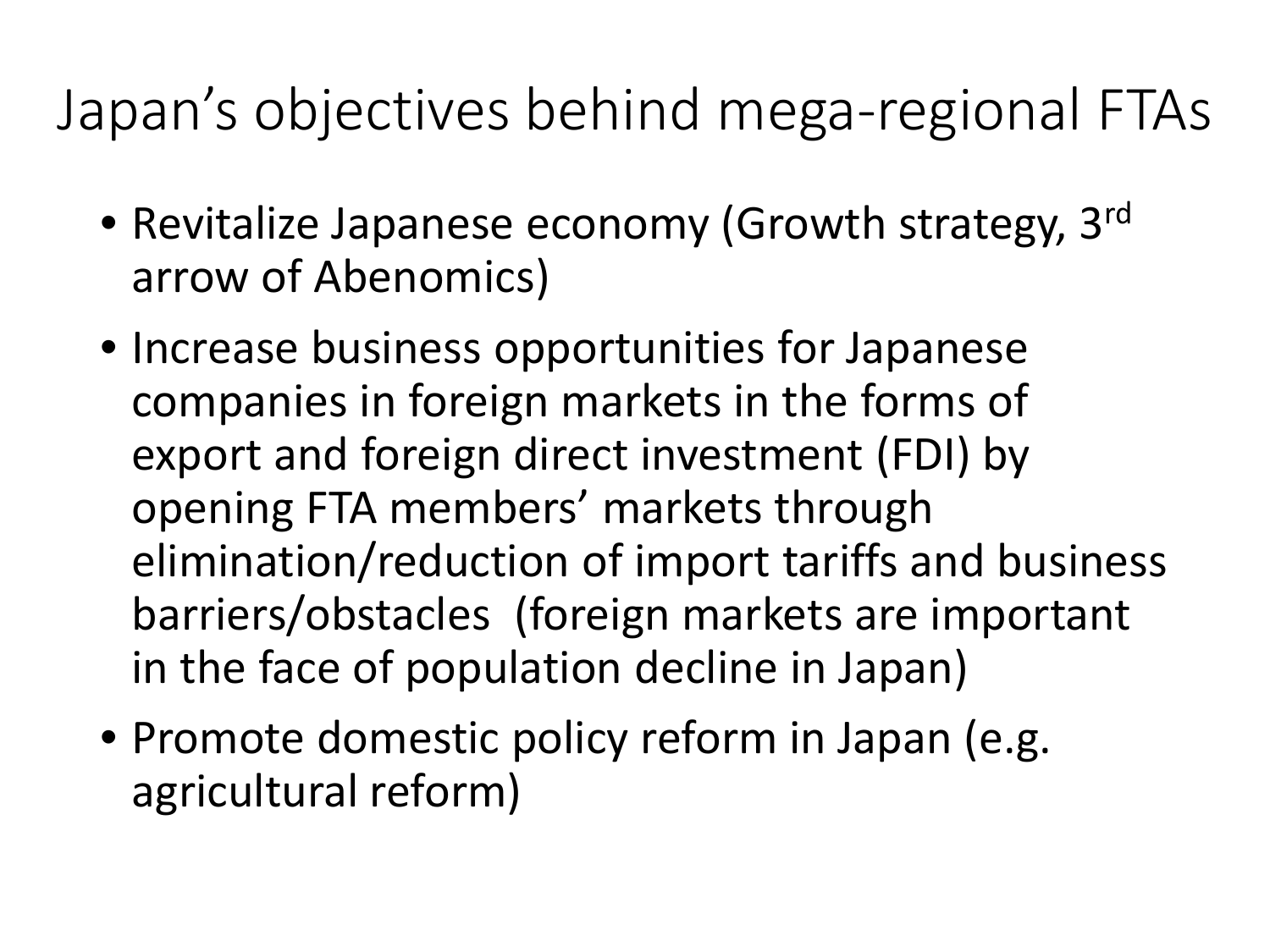# Japan’s objectives behind mega-regional FTAs

- Revitalize Japanese economy (Growth strategy, 3rd arrow of Abenomics)
- Increase business opportunities for Japanese companies in foreign markets in the forms of export and foreign direct investment (FDI) by opening FTA members’ markets through elimination/reduction of import tariffs and business barriers/obstacles (foreign markets are important in the face of population decline in Japan)
- Promote domestic policy reform in Japan (e.g. agricultural reform)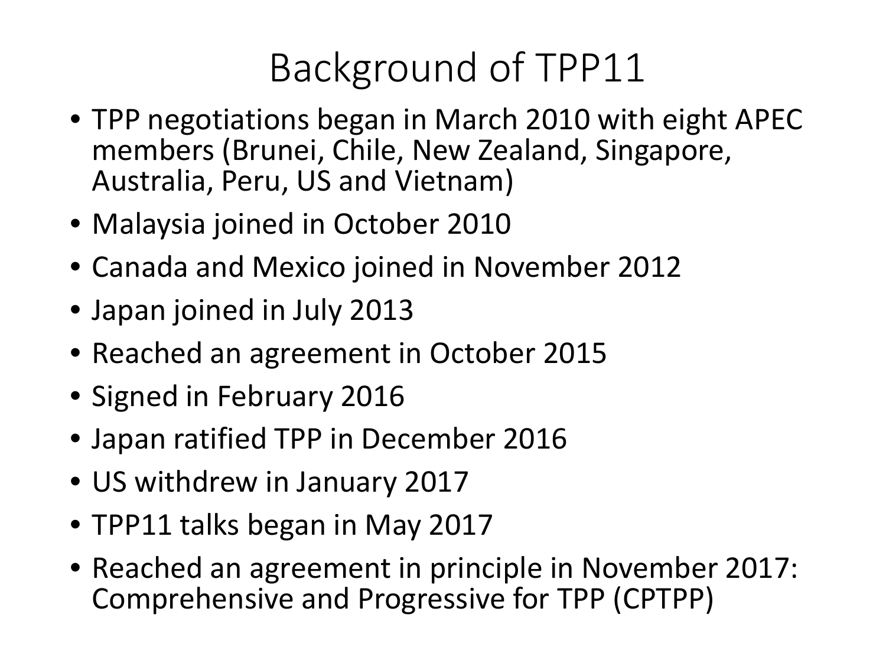# Background of TPP11

- TPP negotiations began in March 2010 with eight APEC members (Brunei, Chile, New Zealand, Singapore, Australia, Peru, US and Vietnam)
- Malaysia joined in October 2010
- Canada and Mexico joined in November 2012
- Japan joined in July 2013
- Reached an agreement in October 2015
- Signed in February 2016
- Japan ratified TPP in December 2016
- US withdrew in January 2017
- TPP11 talks began in May 2017
- Reached an agreement in principle in November 2017: Comprehensive and Progressive for TPP (CPTPP)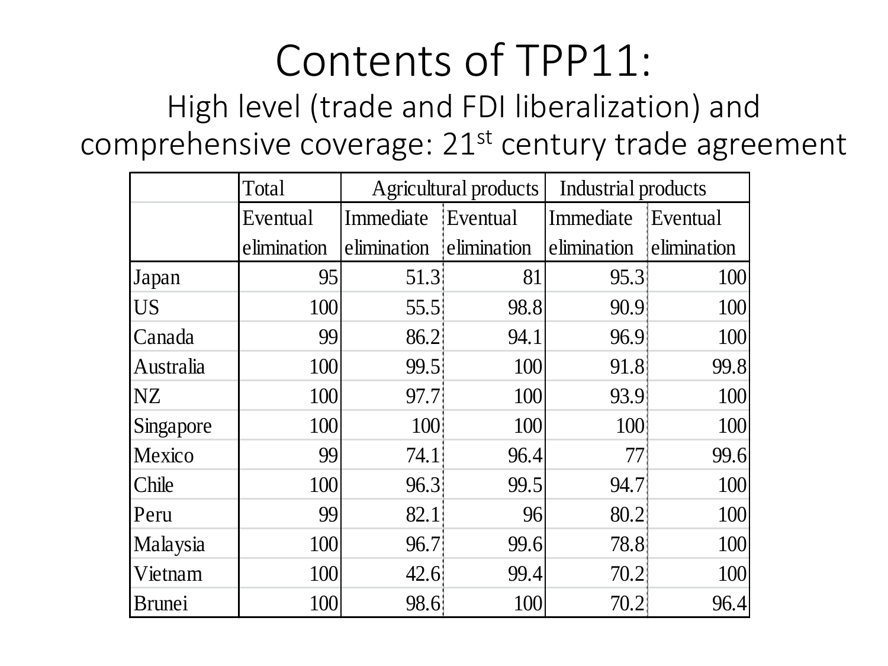# Contents of TPP11:

## High level (trade and FDI liberalization) and comprehensive coverage: 21st century trade agreement

| | Total | Agricultural products | | Industrial products | |
|---|---|---|---|---|---|
| | Eventual elimination | Immediate elimination | Eventual elimination | Immediate elimination | Eventual elimination |
| Japan | 95 | 51.3 | 81 | 95.3 | 100 |
| US | 100 | 55.5 | 98.8 | 90.9 | 100 |
| Canada | 99 | 86.2 | 94.1 | 96.9 | 100 |
| Australia | 100 | 99.5 | 100 | 91.8 | 99.8 |
| NZ | 100 | 97.7 | 100 | 93.9 | 100 |
| Singapore | 100 | 100 | 100 | 100 | 100 |
| Mexico | 99 | 74.1 | 96.4 | 77 | 99.6 |
| Chile | 100 | 96.3 | 99.5 | 94.7 | 100 |
| Peru | 99 | 82.1 | 96 | 80.2 | 100 |
| Malaysia | 100 | 96.7 | 99.6 | 78.8 | 100 |
| Vietnam | 100 | 42.6 | 99.4 | 70.2 | 100 |
| Brunei | 100 | 98.6 | 100 | 70.2 | 96.4 |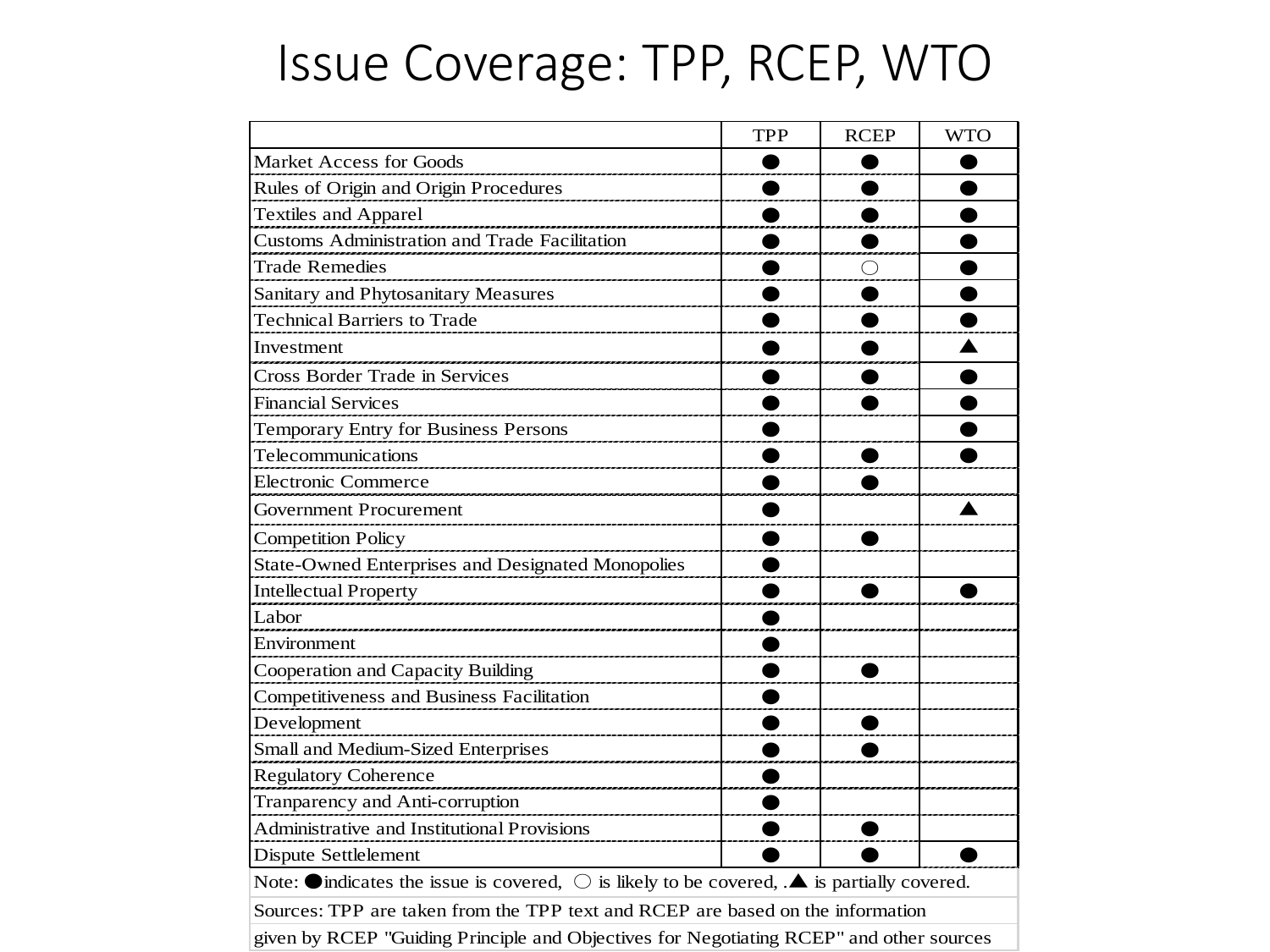# Issue Coverage: TPP, RCEP, WTO

| | TPP | RCEP | WTO |
|---|---|---|---|
| Market Access for Goods | ● | ● | ● |
| Rules of Origin and Origin Procedures | ● | ● | ● |
| Textiles and Apparel | ● | ● | ● |
| Customs Administration and Trade Facilitation | ● | ● | ● |
| Trade Remedies | ● | ○ | ● |
| Sanitary and Phytosanitary Measures | ● | ● | ● |
| Technical Barriers to Trade | ● | ● | ● |
| Investment | ● | ● | ▲ |
| Cross Border Trade in Services | ● | ● | ● |
| Financial Services | ● | ● | ● |
| Temporary Entry for Business Persons | ● | | ● |
| Telecommunications | ● | ● | ● |
| Electronic Commerce | ● | ● | |
| Government Procurement | ● | | ▲ |
| Competition Policy | ● | ● | |
| State-Owned Enterprises and Designated Monopolies | ● | | |
| Intellectual Property | ● | ● | ● |
| Labor | ● | | |
| Environment | ● | | |
| Cooperation and Capacity Building | ● | ● | |
| Competitiveness and Business Facilitation | ● | | |
| Development | ● | ● | |
| Small and Medium-Sized Enterprises | ● | ● | |
| Regulatory Coherence | ● | | |
| Tranparency and Anti-corruption | ● | | |
| Administrative and Institutional Provisions | ● | ● | |
| Dispute Settlelement | ● | ● | ● |

Note: ●indicates the issue is covered, ○ is likely to be covered, .▲ is partially covered.

Sources: TPP are taken from the TPP text and RCEP are based on the information given by RCEP "Guiding Principle and Objectives for Negotiating RCEP" and other sources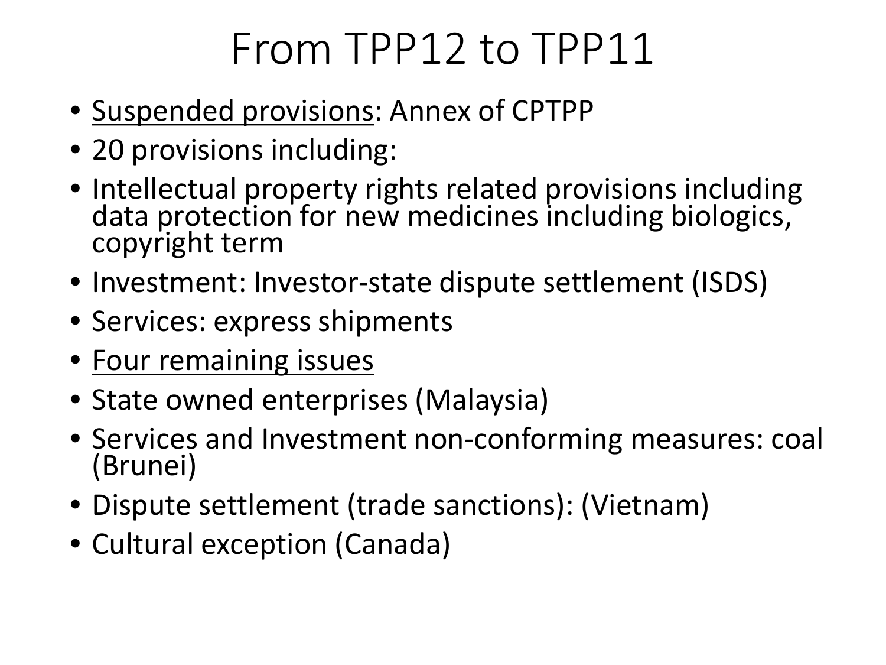# From TPP12 to TPP11

- <u>Suspended provisions</u>: Annex of CPTPP
- 20 provisions including:
- Intellectual property rights related provisions including data protection for new medicines including biologics, copyright term
- Investment: Investor-state dispute settlement (ISDS)
- Services: express shipments
- <u>Four remaining issues</u>
- State owned enterprises (Malaysia)
- Services and Investment non-conforming measures: coal (Brunei)
- Dispute settlement (trade sanctions): (Vietnam)
- Cultural exception (Canada)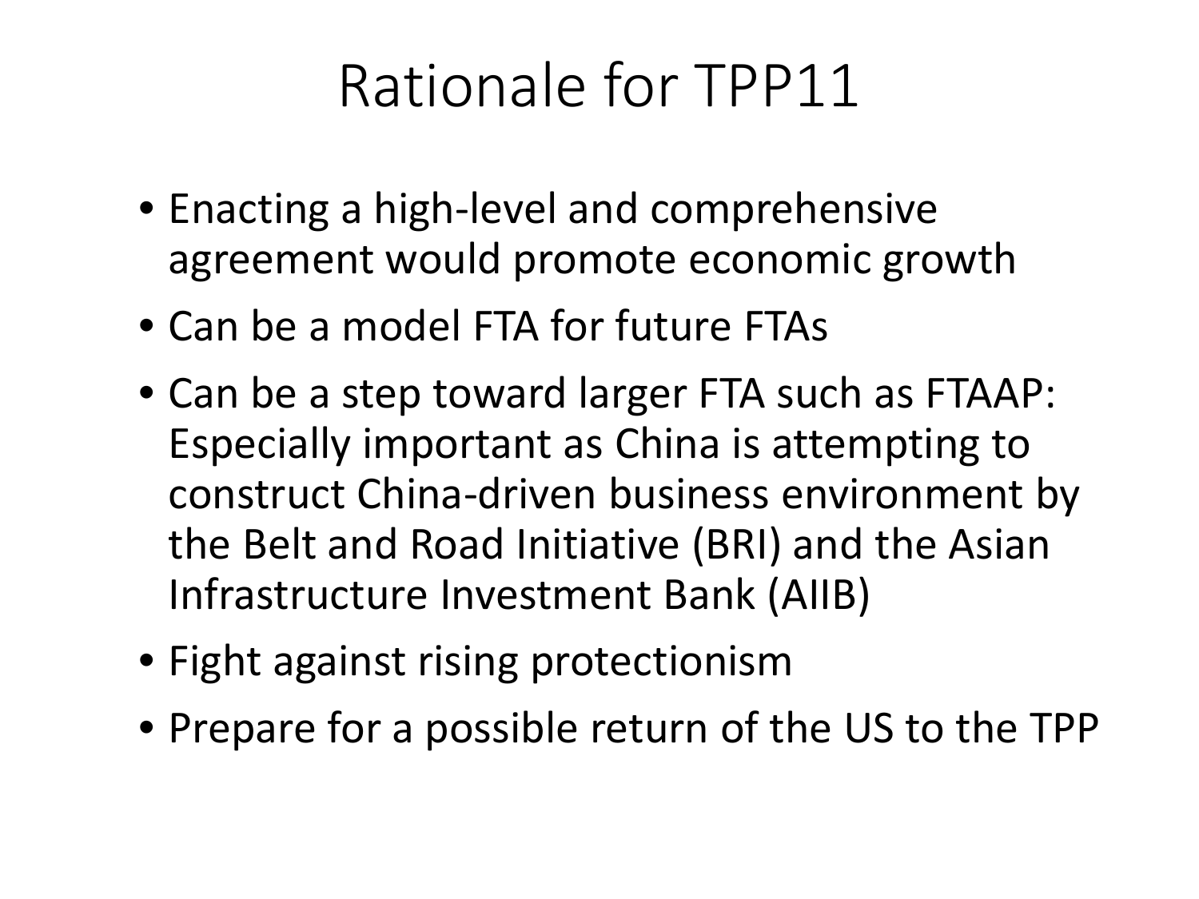# Rationale for TPP11

- Enacting a high-level and comprehensive agreement would promote economic growth
- Can be a model FTA for future FTAs
- Can be a step toward larger FTA such as FTAAP: Especially important as China is attempting to construct China-driven business environment by the Belt and Road Initiative (BRI) and the Asian Infrastructure Investment Bank (AIIB)
- Fight against rising protectionism
- Prepare for a possible return of the US to the TPP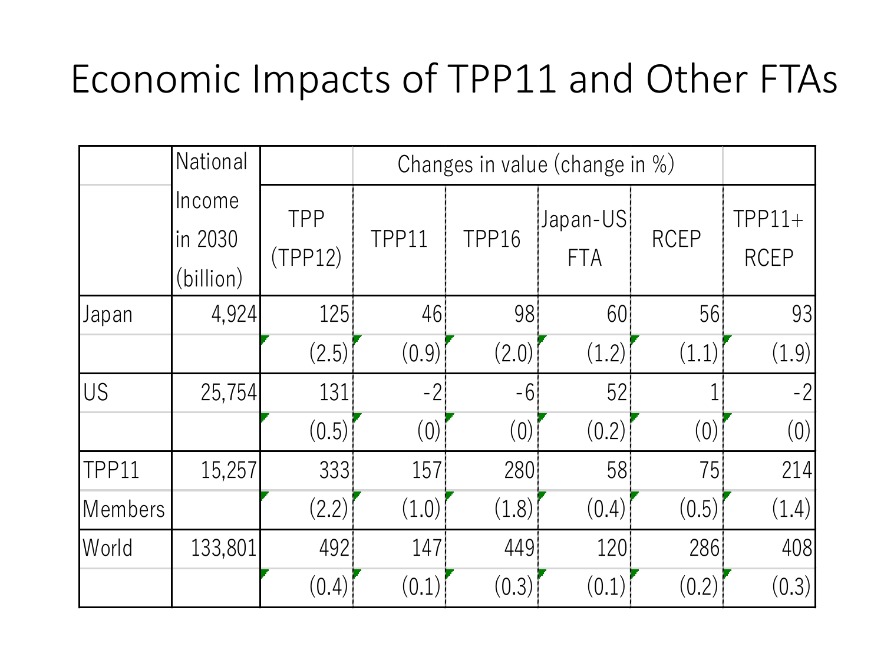# Economic Impacts of TPP11 and Other FTAs

| | National Income in 2030 (billion) | Changes in value (change in %) | | | | | |
|---|---|---|---|---|---|---|---|
| | | TPP (TPP12) | TPP11 | TPP16 | Japan-US FTA | RCEP | TPP11+ RCEP |
| Japan | 4,924 | 125 | 46 | 98 | 60 | 56 | 93 |
| | | (2.5) | (0.9) | (2.0) | (1.2) | (1.1) | (1.9) |
| US | 25,754 | 131 | -2 | -6 | 52 | 1 | -2 |
| | | (0.5) | (0) | (0) | (0.2) | (0) | (0) |
| TPP11 Members | 15,257 | 333 | 157 | 280 | 58 | 75 | 214 |
| | | (2.2) | (1.0) | (1.8) | (0.4) | (0.5) | (1.4) |
| World | 133,801 | 492 | 147 | 449 | 120 | 286 | 408 |
| | | (0.4) | (0.1) | (0.3) | (0.1) | (0.2) | (0.3) |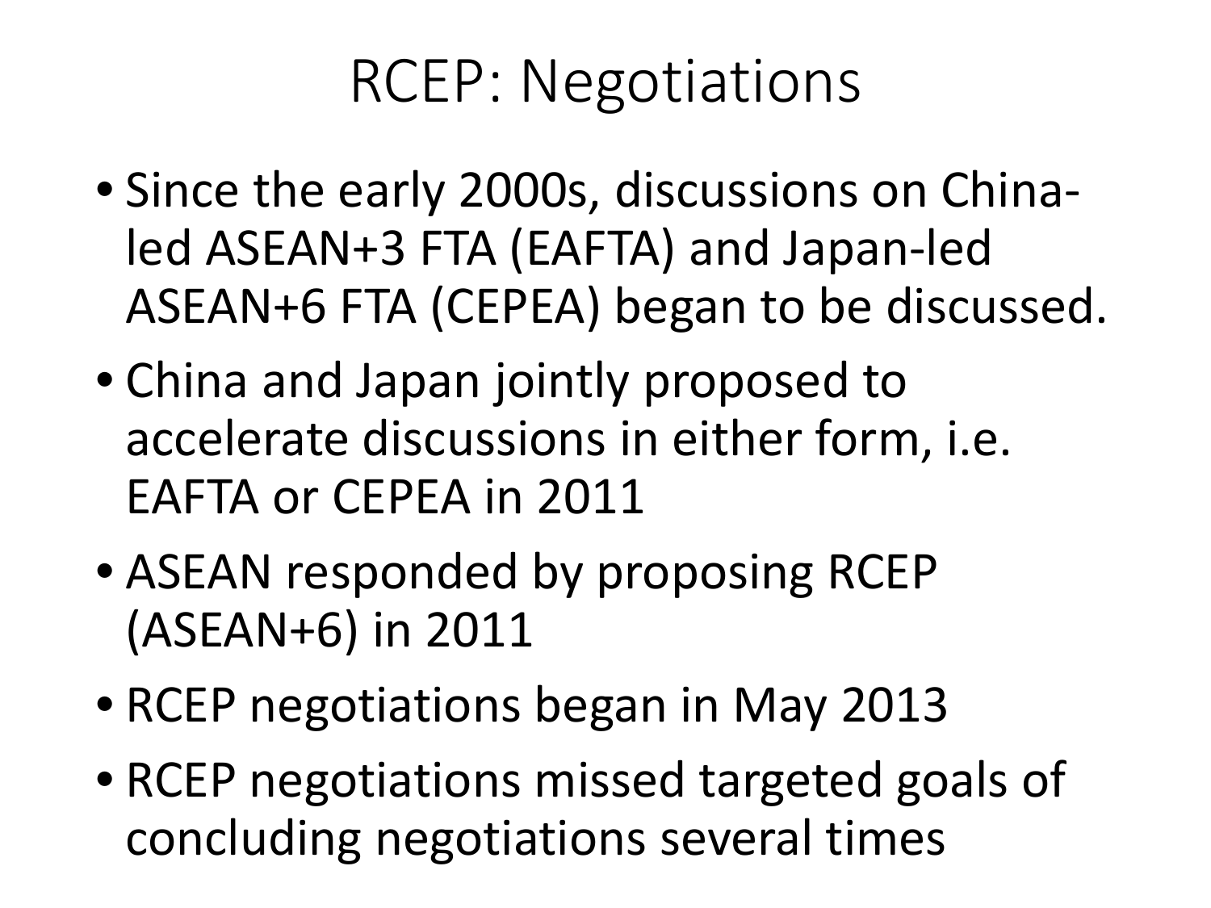# RCEP: Negotiations

- Since the early 2000s, discussions on China-led ASEAN+3 FTA (EAFTA) and Japan-led ASEAN+6 FTA (CEPEA) began to be discussed.
- China and Japan jointly proposed to accelerate discussions in either form, i.e. EAFTA or CEPEA in 2011
- ASEAN responded by proposing RCEP (ASEAN+6) in 2011
- RCEP negotiations began in May 2013
- RCEP negotiations missed targeted goals of concluding negotiations several times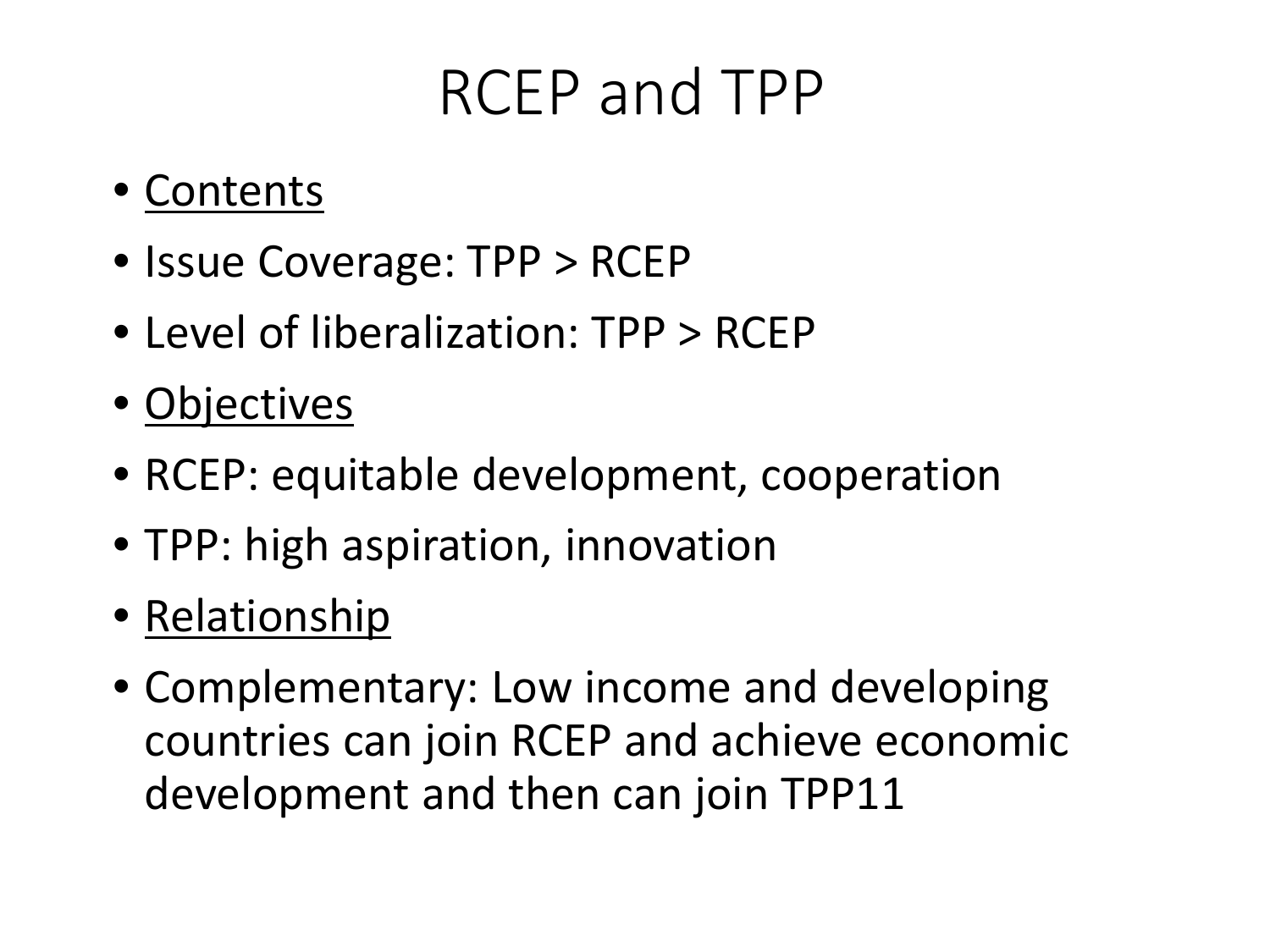# RCEP and TPP

- <u>Contents</u>
- Issue Coverage: TPP > RCEP
- Level of liberalization: TPP > RCEP
- <u>Objectives</u>
- RCEP: equitable development, cooperation
- TPP: high aspiration, innovation
- <u>Relationship</u>
- Complementary: Low income and developing countries can join RCEP and achieve economic development and then can join TPP11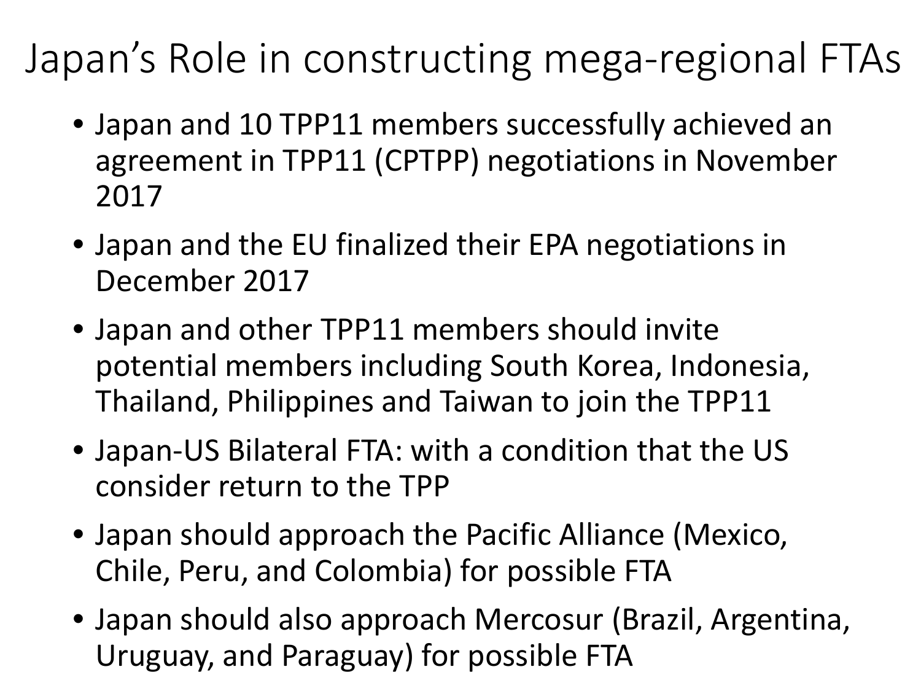# Japan's Role in constructing mega-regional FTAs

- Japan and 10 TPP11 members successfully achieved an agreement in TPP11 (CPTPP) negotiations in November 2017
- Japan and the EU finalized their EPA negotiations in December 2017
- Japan and other TPP11 members should invite potential members including South Korea, Indonesia, Thailand, Philippines and Taiwan to join the TPP11
- Japan-US Bilateral FTA: with a condition that the US consider return to the TPP
- Japan should approach the Pacific Alliance (Mexico, Chile, Peru, and Colombia) for possible FTA
- Japan should also approach Mercosur (Brazil, Argentina, Uruguay, and Paraguay) for possible FTA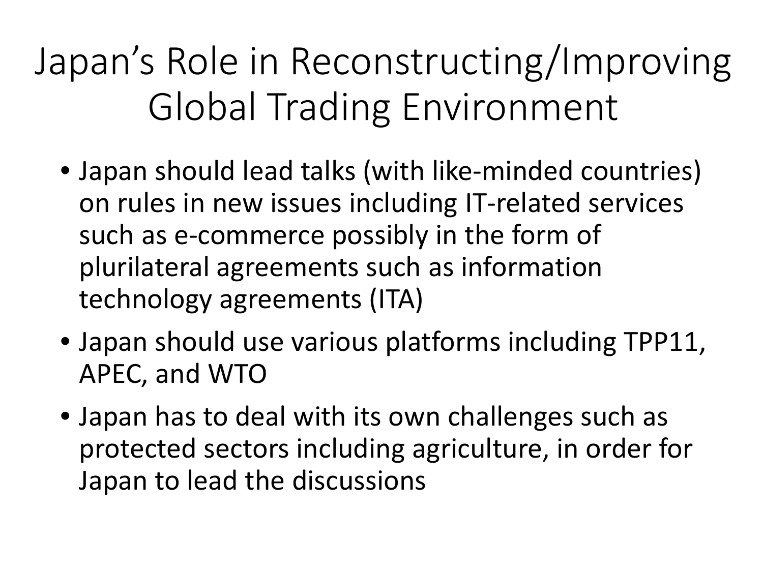# Japan's Role in Reconstructing/Improving Global Trading Environment

- Japan should lead talks (with like-minded countries) on rules in new issues including IT-related services such as e-commerce possibly in the form of plurilateral agreements such as information technology agreements (ITA)
- Japan should use various platforms including TPP11, APEC, and WTO
- Japan has to deal with its own challenges such as protected sectors including agriculture, in order for Japan to lead the discussions